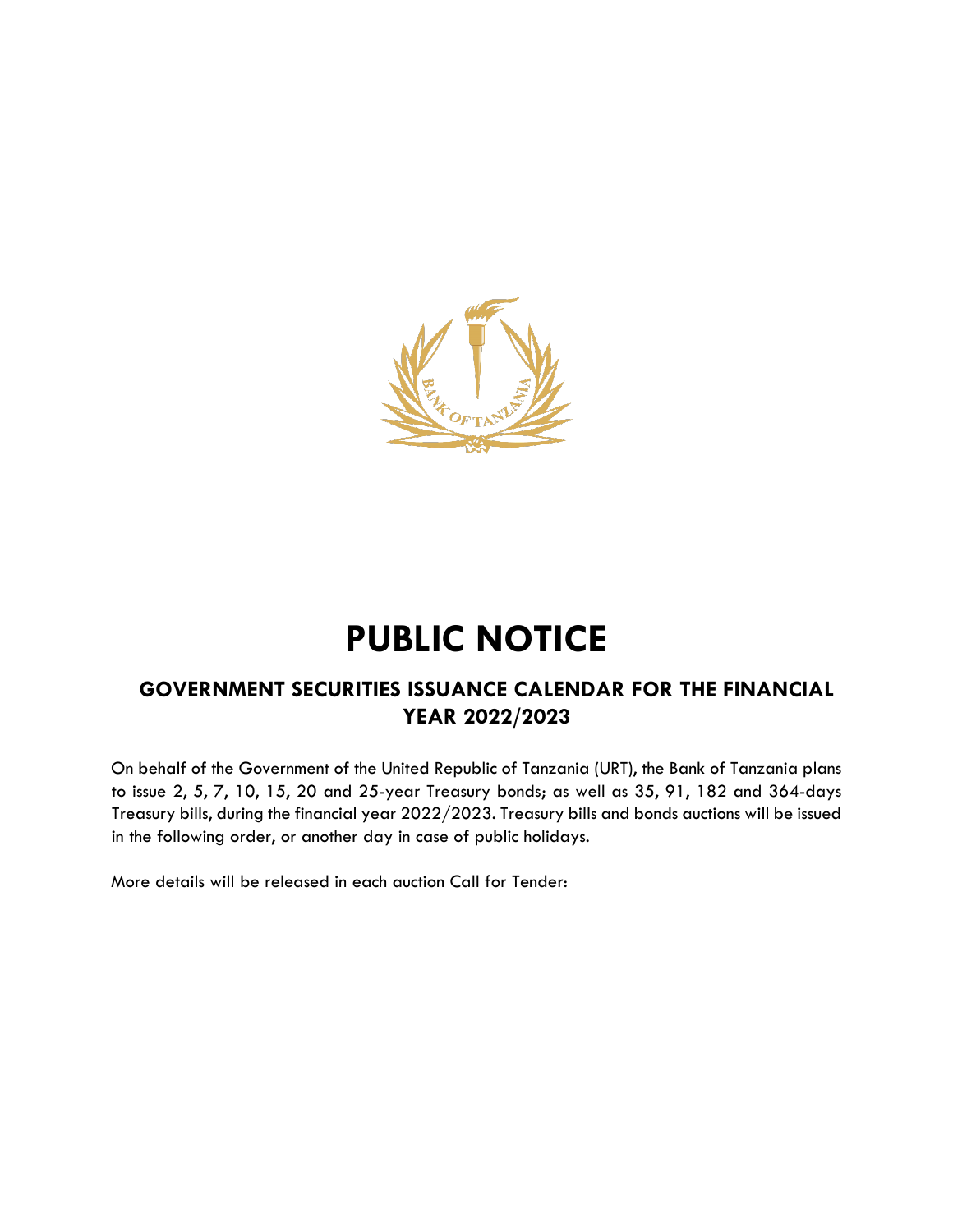# PUBLIC NOTICE

## GOVERNMENT SECURITIES ISSUANCE CALENDAR FOR THE FINANCIAL YEAR 2022/2023

On behalf of the Government of the United Republic of Tanzania (URT), the Bank of Tanzania plans to issue 2, 5, 7, 10, 15, 20 and 25-year Treasury bonds; as well as 35, 91, 182 and 364-days Treasury bills, during the financial year 2022/2023. Treasury bills and bonds auctions will be issued in the following order, or another day in case of public holidays.

More details will be released in each auction Call for Tender: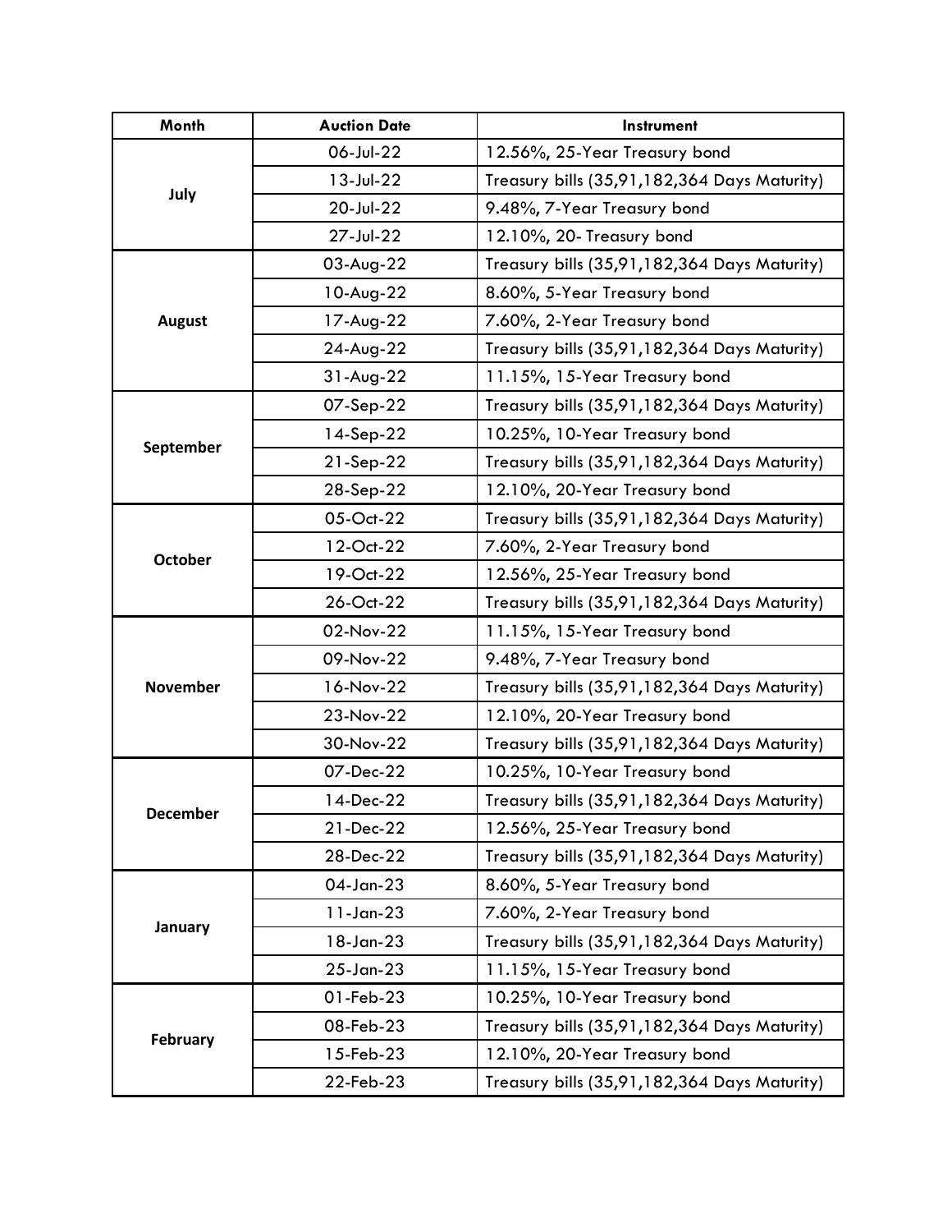| Month | Auction Date | Instrument |
| --- | --- | --- |
| July | 06-Jul-22 | 12.56%, 25-Year Treasury bond |
| | 13-Jul-22 | Treasury bills (35,91,182,364 Days Maturity) |
| | 20-Jul-22 | 9.48%, 7-Year Treasury bond |
| | 27-Jul-22 | 12.10%, 20- Treasury bond |
| August | 03-Aug-22 | Treasury bills (35,91,182,364 Days Maturity) |
| | 10-Aug-22 | 8.60%, 5-Year Treasury bond |
| | 17-Aug-22 | 7.60%, 2-Year Treasury bond |
| | 24-Aug-22 | Treasury bills (35,91,182,364 Days Maturity) |
| | 31-Aug-22 | 11.15%, 15-Year Treasury bond |
| September | 07-Sep-22 | Treasury bills (35,91,182,364 Days Maturity) |
| | 14-Sep-22 | 10.25%, 10-Year Treasury bond |
| | 21-Sep-22 | Treasury bills (35,91,182,364 Days Maturity) |
| | 28-Sep-22 | 12.10%, 20-Year Treasury bond |
| October | 05-Oct-22 | Treasury bills (35,91,182,364 Days Maturity) |
| | 12-Oct-22 | 7.60%, 2-Year Treasury bond |
| | 19-Oct-22 | 12.56%, 25-Year Treasury bond |
| | 26-Oct-22 | Treasury bills (35,91,182,364 Days Maturity) |
| November | 02-Nov-22 | 11.15%, 15-Year Treasury bond |
| | 09-Nov-22 | 9.48%, 7-Year Treasury bond |
| | 16-Nov-22 | Treasury bills (35,91,182,364 Days Maturity) |
| | 23-Nov-22 | 12.10%, 20-Year Treasury bond |
| | 30-Nov-22 | Treasury bills (35,91,182,364 Days Maturity) |
| December | 07-Dec-22 | 10.25%, 10-Year Treasury bond |
| | 14-Dec-22 | Treasury bills (35,91,182,364 Days Maturity) |
| | 21-Dec-22 | 12.56%, 25-Year Treasury bond |
| | 28-Dec-22 | Treasury bills (35,91,182,364 Days Maturity) |
| January | 04-Jan-23 | 8.60%, 5-Year Treasury bond |
| | 11-Jan-23 | 7.60%, 2-Year Treasury bond |
| | 18-Jan-23 | Treasury bills (35,91,182,364 Days Maturity) |
| | 25-Jan-23 | 11.15%, 15-Year Treasury bond |
| February | 01-Feb-23 | 10.25%, 10-Year Treasury bond |
| | 08-Feb-23 | Treasury bills (35,91,182,364 Days Maturity) |
| | 15-Feb-23 | 12.10%, 20-Year Treasury bond |
| | 22-Feb-23 | Treasury bills (35,91,182,364 Days Maturity) |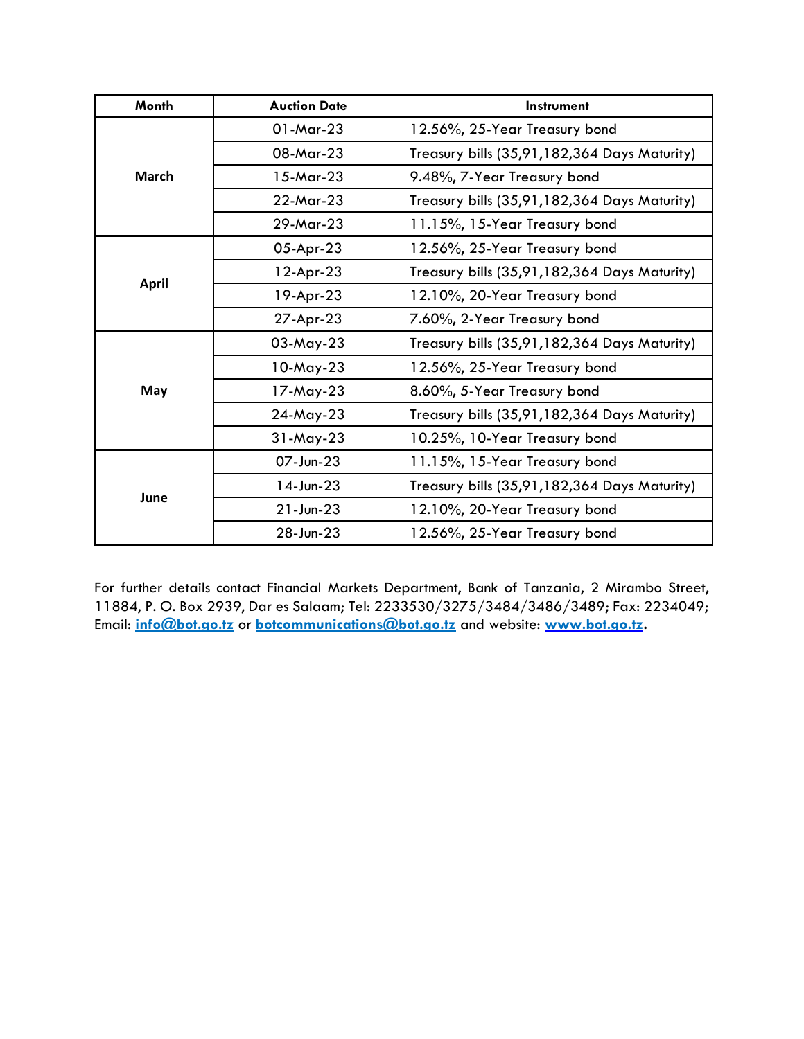| Month | Auction Date | Instrument |
| --- | --- | --- |
| March | 01-Mar-23 | 12.56%, 25-Year Treasury bond |
| | 08-Mar-23 | Treasury bills (35,91,182,364 Days Maturity) |
| | 15-Mar-23 | 9.48%, 7-Year Treasury bond |
| | 22-Mar-23 | Treasury bills (35,91,182,364 Days Maturity) |
| | 29-Mar-23 | 11.15%, 15-Year Treasury bond |
| April | 05-Apr-23 | 12.56%, 25-Year Treasury bond |
| | 12-Apr-23 | Treasury bills (35,91,182,364 Days Maturity) |
| | 19-Apr-23 | 12.10%, 20-Year Treasury bond |
| | 27-Apr-23 | 7.60%, 2-Year Treasury bond |
| May | 03-May-23 | Treasury bills (35,91,182,364 Days Maturity) |
| | 10-May-23 | 12.56%, 25-Year Treasury bond |
| | 17-May-23 | 8.60%, 5-Year Treasury bond |
| | 24-May-23 | Treasury bills (35,91,182,364 Days Maturity) |
| | 31-May-23 | 10.25%, 10-Year Treasury bond |
| June | 07-Jun-23 | 11.15%, 15-Year Treasury bond |
| | 14-Jun-23 | Treasury bills (35,91,182,364 Days Maturity) |
| | 21-Jun-23 | 12.10%, 20-Year Treasury bond |
| | 28-Jun-23 | 12.56%, 25-Year Treasury bond |

For further details contact Financial Markets Department, Bank of Tanzania, 2 Mirambo Street, 11884, P. O. Box 2939, Dar es Salaam; Tel: 2233530/3275/3484/3486/3489; Fax: 2234049; Email: **info@bot.go.tz** or **botcommunications@bot.go.tz** and website: **www.bot.go.tz**.